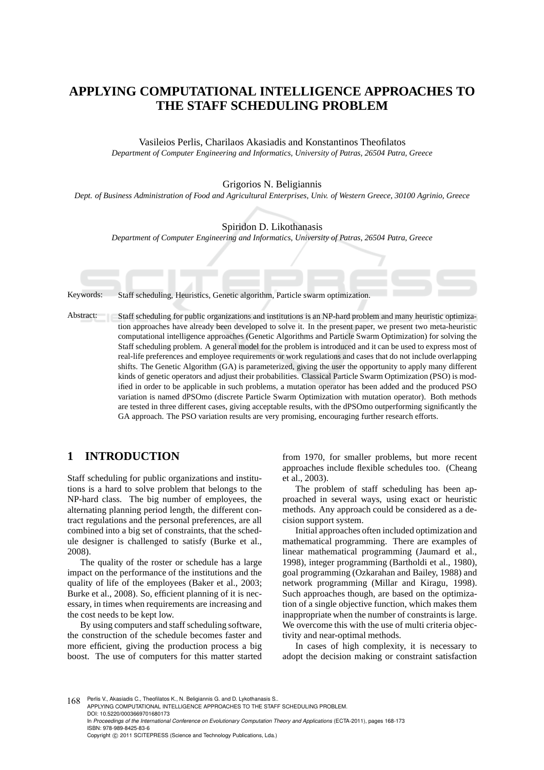# APPLYING COMPUTATIONAL INTELLIGENCE APPROACHES TO THE STAFF SCHEDULING PROBLEM

Vasileios Perlis, Charilaos Akasiadis and Konstantinos Theofilatos
*Department of Computer Engineering and Informatics, University of Patras, 26504 Patra, Greece*

Grigorios N. Beligiannis
*Dept. of Business Administration of Food and Agricultural Enterprises, Univ. of Western Greece, 30100 Agrinio, Greece*

Spiridon D. Likothanasis
*Department of Computer Engineering and Informatics, University of Patras, 26504 Patra, Greece*

Keywords: Staff scheduling, Heuristics, Genetic algorithm, Particle swarm optimization.

Abstract: Staff scheduling for public organizations and institutions is an NP-hard problem and many heuristic optimization approaches have already been developed to solve it. In the present paper, we present two meta-heuristic computational intelligence approaches (Genetic Algorithms and Particle Swarm Optimization) for solving the Staff scheduling problem. A general model for the problem is introduced and it can be used to express most of real-life preferences and employee requirements or work regulations and cases that do not include overlapping shifts. The Genetic Algorithm (GA) is parameterized, giving the user the opportunity to apply many different kinds of genetic operators and adjust their probabilities. Classical Particle Swarm Optimization (PSO) is modified in order to be applicable in such problems, a mutation operator has been added and the produced PSO variation is named dPSOmo (discrete Particle Swarm Optimization with mutation operator). Both methods are tested in three different cases, giving acceptable results, with the dPSOmo outperforming significantly the GA approach. The PSO variation results are very promising, encouraging further research efforts.

## 1 INTRODUCTION

Staff scheduling for public organizations and institutions is a hard to solve problem that belongs to the NP-hard class. The big number of employees, the alternating planning period length, the different contract regulations and the personal preferences, are all combined into a big set of constraints, that the schedule designer is challenged to satisfy (Burke et al., 2008).

The quality of the roster or schedule has a large impact on the performance of the institutions and the quality of life of the employees (Baker et al., 2003; Burke et al., 2008). So, efficient planning of it is necessary, in times when requirements are increasing and the cost needs to be kept low.

By using computers and staff scheduling software, the construction of the schedule becomes faster and more efficient, giving the production process a big boost. The use of computers for this matter started from 1970, for smaller problems, but more recent approaches include flexible schedules too. (Cheang et al., 2003).

The problem of staff scheduling has been approached in several ways, using exact or heuristic methods. Any approach could be considered as a decision support system.

Initial approaches often included optimization and mathematical programming. There are examples of linear mathematical programming (Jaumard et al., 1998), integer programming (Bartholdi et al., 1980), goal programming (Ozkarahan and Bailey, 1988) and network programming (Millar and Kiragu, 1998). Such approaches though, are based on the optimization of a single objective function, which makes them inappropriate when the number of constraints is large. We overcome this with the use of multi criteria objectivity and near-optimal methods.

In cases of high complexity, it is necessary to adopt the decision making or constraint satisfaction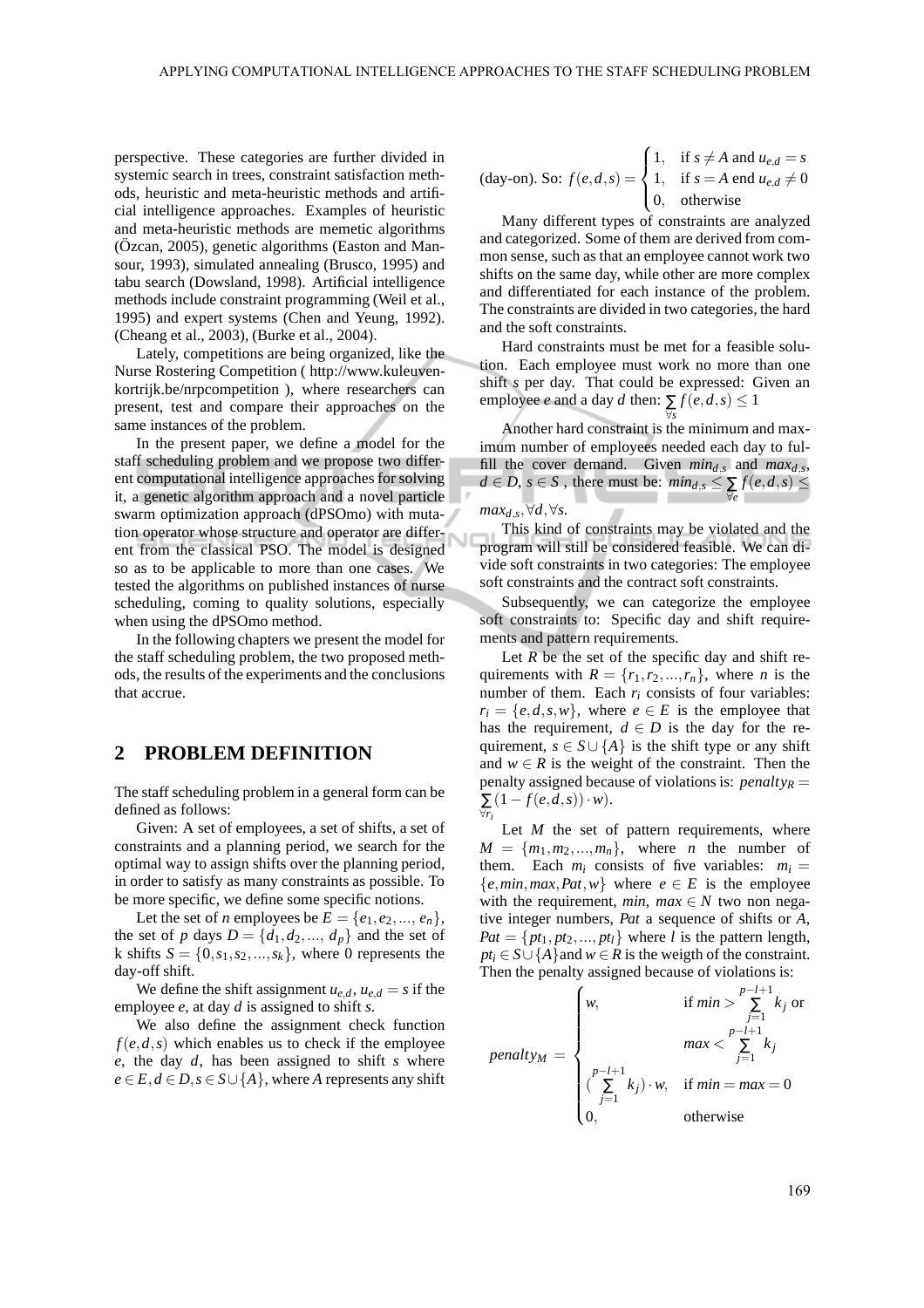perspective. These categories are further divided in systemic search in trees, constraint satisfaction methods, heuristic and meta-heuristic methods and artificial intelligence approaches. Examples of heuristic and meta-heuristic methods are memetic algorithms (Özcan, 2005), genetic algorithms (Easton and Mansour, 1993), simulated annealing (Brusco, 1995) and tabu search (Dowsland, 1998). Artificial intelligence methods include constraint programming (Weil et al., 1995) and expert systems (Chen and Yeung, 1992). (Cheang et al., 2003), (Burke et al., 2004).

Lately, competitions are being organized, like the Nurse Rostering Competition ( http://www.kuleuven-kortrijk.be/nrpcompetition ), where researchers can present, test and compare their approaches on the same instances of the problem.

In the present paper, we define a model for the staff scheduling problem and we propose two different computational intelligence approaches for solving it, a genetic algorithm approach and a novel particle swarm optimization approach (dPSOmo) with mutation operator whose structure and operator are different from the classical PSO. The model is designed so as to be applicable to more than one cases. We tested the algorithms on published instances of nurse scheduling, coming to quality solutions, especially when using the dPSOmo method.

In the following chapters we present the model for the staff scheduling problem, the two proposed methods, the results of the experiments and the conclusions that accrue.

## 2 PROBLEM DEFINITION

The staff scheduling problem in a general form can be defined as follows:

Given: A set of employees, a set of shifts, a set of constraints and a planning period, we search for the optimal way to assign shifts over the planning period, in order to satisfy as many constraints as possible. To be more specific, we define some specific notions.

Let the set of $n$ employees be $E = \{e_1, e_2, ..., e_n\}$, the set of $p$ days $D = \{d_1, d_2, ..., d_p\}$ and the set of k shifts $S = \{0, s_1, s_2, ..., s_k\}$, where 0 represents the day-off shift.

We define the shift assignment $u_{e,d}$, $u_{e,d} = s$ if the employee $e$, at day $d$ is assigned to shift $s$.

We also define the assignment check function $f(e,d,s)$ which enables us to check if the employee $e$, the day $d$, has been assigned to shift $s$ where $e \in E, d \in D, s \in S \cup \{A\}$, where $A$ represents any shift (day-on). So:
$$f(e,d,s) = \begin{cases} 1, & \text{if } s \neq A \text{ and } u_{e,d} = s \\ 1, & \text{if } s = A \text{ end } u_{e,d} \neq 0 \\ 0, & \text{otherwise} \end{cases}$$

Many different types of constraints are analyzed and categorized. Some of them are derived from common sense, such as that an employee cannot work two shifts on the same day, while other are more complex and differentiated for each instance of the problem. The constraints are divided in two categories, the hard and the soft constraints.

Hard constraints must be met for a feasible solution. Each employee must work no more than one shift $s$ per day. That could be expressed: Given an employee $e$ and a day $d$ then: $\sum_{\forall s} f(e,d,s) \leq 1$

Another hard constraint is the minimum and maximum number of employees needed each day to fulfill the cover demand. Given $min_{d,s}$ and $max_{d,s}$, $d \in D$, $s \in S$ , there must be: $min_{d,s} \leq \sum_{\forall e} f(e,d,s) \leq max_{d,s}, \forall d, \forall s$.

This kind of constraints may be violated and the program will still be considered feasible. We can divide soft constraints in two categories: The employee soft constraints and the contract soft constraints.

Subsequently, we can categorize the employee soft constraints to: Specific day and shift requirements and pattern requirements.

Let $R$ be the set of the specific day and shift requirements with $R = \{r_1, r_2, ..., r_n\}$, where $n$ is the number of them. Each $r_i$ consists of four variables: $r_i = \{e, d, s, w\}$, where $e \in E$ is the employee that has the requirement, $d \in D$ is the day for the requirement, $s \in S \cup \{A\}$ is the shift type or any shift and $w \in R$ is the weight of the constraint. Then the penalty assigned because of violations is: $penalty_R = \sum_{\forall r_i} (1 - f(e,d,s)) \cdot w)$.

Let $M$ the set of pattern requirements, where $M = \{m_1, m_2, ..., m_n\}$, where $n$ the number of them. Each $m_i$ consists of five variables: $m_i = \{e, min, max, Pat, w\}$ where $e \in E$ is the employee with the requirement, $min$, $max \in N$ two non negative integer numbers, $Pat$ a sequence of shifts or $A$, $Pat = \{pt_1, pt_2, ..., pt_l\}$ where $l$ is the pattern length, $pt_i \in S \cup \{A\}$and $w \in R$ is the weigth of the constraint. Then the penalty assigned because of violations is:

$$penalty_M = \begin{cases} w, & \text{if } min > \sum_{j=1}^{p-l+1} k_j \text{ or} \\ & max < \sum_{j=1}^{p-l+1} k_j \\ (\sum_{j=1}^{p-l+1} k_j) \cdot w, & \text{if } min = max = 0 \\ 0, & \text{otherwise} \end{cases}$$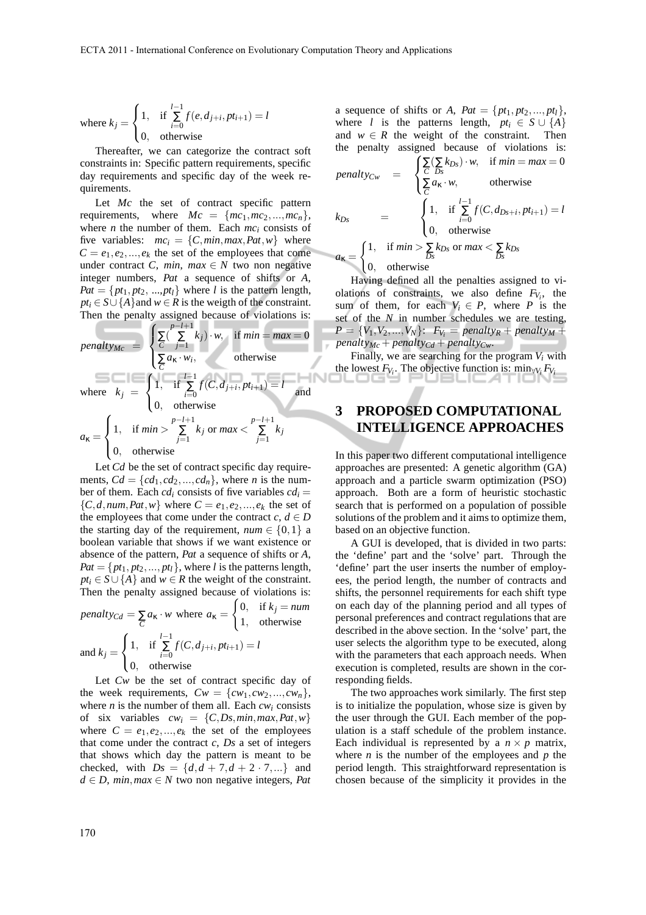where $k_j = \begin{cases} 1, & \text{if } \sum_{i=0}^{l-1} f(e, d_{j+i}, pt_{i+1}) = l \\ 0, & \text{otherwise} \end{cases}$

Thereafter, we can categorize the contract soft constraints in: Specific pattern requirements, specific day requirements and specific day of the week requirements.

Let *Mc* the set of contract specific pattern requirements, where $Mc = \{mc_1, mc_2, ..., mc_n\}$, where *n* the number of them. Each $mc_i$ consists of five variables: $mc_i = \{C, min, max, Pat, w\}$ where $C = e_1, e_2, ..., e_k$ the set of the employees that come under contract *C*, $min$, $max \in N$ two non negative integer numbers, *Pat* a sequence of shifts or *A*, $Pat = \{pt_1, pt_2, ..., pt_l\}$ where *l* is the pattern length, $pt_i \in S \cup \{A\}$ and $w \in R$ is the weigth of the constraint. Then the penalty assigned because of violations is:

$$penalty_{Mc} = \begin{cases} \sum_C (\sum_{j=1}^{p-l+1} k_j) \cdot w, & \text{if } min = max = 0 \\ \sum_C a_\kappa \cdot w_i, & \text{otherwise} \end{cases}$$

where $k_j = \begin{cases} 1, & \text{if } \sum_{i=0}^{l-1} f(C, d_{j+i}, pt_{i+1}) = l \\ 0, & \text{otherwise} \end{cases}$ and

$$a_\kappa = \begin{cases} 1, & \text{if } min > \sum_{j=1}^{p-l+1} k_j \text{ or } max < \sum_{j=1}^{p-l+1} k_j \\ 0, & \text{otherwise} \end{cases}$$

Let *Cd* be the set of contract specific day requirements, $Cd = \{cd_1, cd_2, ..., cd_n\}$, where *n* is the number of them. Each $cd_i$ consists of five variables $cd_i = \{C, d, num, Pat, w\}$ where $C = e_1, e_2, ..., e_k$ the set of the employees that come under the contract *c*, $d \in D$ the starting day of the requirement, $num \in \{0, 1\}$ a boolean variable that shows if we want existence or absence of the pattern, *Pat* a sequence of shifts or *A*, $Pat = \{pt_1, pt_2, ..., pt_l\}$, where *l* is the patterns length, $pt_i \in S \cup \{A\}$ and $w \in R$ is the weight of the constraint. Then the penalty assigned because of violations is:

$$penalty_{Cd} = \sum_C a_\kappa \cdot w \text{ where } a_\kappa = \begin{cases} 0, & \text{if } k_j = num \\ 1, & \text{otherwise} \end{cases}$$

and $k_j = \begin{cases} 1, & \text{if } \sum_{i=0}^{l-1} f(C, d_{j+i}, pt_{i+1}) = l \\ 0, & \text{otherwise} \end{cases}$

Let *Cw* be the set of contract specific day of the week requirements, $Cw = \{cw_1, cw_2, ..., cw_n\}$, where *n* is the number of them all. Each $cw_i$ consists of six variables $cw_i = \{C, Ds, min, max, Pat, w\}$ where $C = e_1, e_2, ..., e_k$ the set of the employees that come under the contract *c*, *Ds* a set of integers that shows which day the pattern is meant to be checked, with $Ds = \{d, d+7, d+2 \cdot 7, ...\}$ and $d \in D$, $min, max \in N$ two non negative integers, *Pat* a sequence of shifts or *A*, $Pat = \{pt_1, pt_2, ..., pt_l\}$, where *l* is the patterns length, $pt_i \in S \cup \{A\}$ and $w \in R$ the weight of the constraint. Then the penalty assigned because of violations is:

$$penalty_{Cw} = \begin{cases} \sum_C (\sum_{Ds} k_{Ds}) \cdot w, & \text{if } min = max = 0 \\ \sum_C a_\kappa \cdot w, & \text{otherwise} \end{cases}$$

$$k_{Ds} = \begin{cases} 1, & \text{if } \sum_{i=0}^{l-1} f(C, d_{Ds+i}, pt_{i+1}) = l \\ 0, & \text{otherwise} \end{cases}$$

$$a_\kappa = \begin{cases} 1, & \text{if } min > \sum_{Ds} k_{Ds} \text{ or } max < \sum_{Ds} k_{Ds} \\ 0, & \text{otherwise} \end{cases}$$

Having defined all the penalties assigned to violations of constraints, we also define $F_{V_i}$, the sum of them, for each $V_i \in P$, where *P* is the set of the *N* in number schedules we are testing, $P = \{V_1, V_2, ..., V_N\}$: $F_{V_i} = penalty_R + penalty_M + penalty_{Mc} + penalty_{Cd} + penalty_{Cw}$.

Finally, we are searching for the program $V_i$ with the lowest $F_{V_i}$. The objective function is: $\min_{\forall V_i} F_{V_i}$

## 3 PROPOSED COMPUTATIONAL INTELLIGENCE APPROACHES

In this paper two different computational intelligence approaches are presented: A genetic algorithm (GA) approach and a particle swarm optimization (PSO) approach. Both are a form of heuristic stochastic search that is performed on a population of possible solutions of the problem and it aims to optimize them, based on an objective function.

A GUI is developed, that is divided in two parts: the 'define' part and the 'solve' part. Through the 'define' part the user inserts the number of employees, the period length, the number of contracts and shifts, the personnel requirements for each shift type on each day of the planning period and all types of personal preferences and contract regulations that are described in the above section. In the 'solve' part, the user selects the algorithm type to be executed, along with the parameters that each approach needs. When execution is completed, results are shown in the corresponding fields.

The two approaches work similarly. The first step is to initialize the population, whose size is given by the user through the GUI. Each member of the population is a staff schedule of the problem instance. Each individual is represented by a $n \times p$ matrix, where *n* is the number of the employees and *p* the period length. This straightforward representation is chosen because of the simplicity it provides in the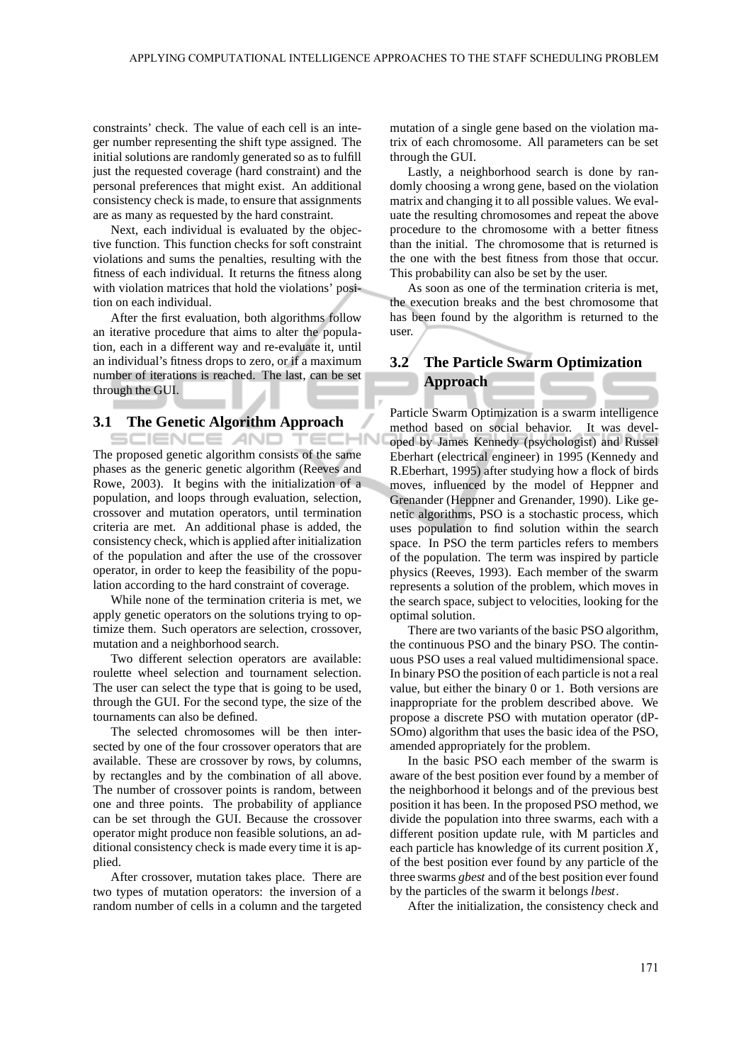constraints' check. The value of each cell is an integer number representing the shift type assigned. The initial solutions are randomly generated so as to fulfill just the requested coverage (hard constraint) and the personal preferences that might exist. An additional consistency check is made, to ensure that assignments are as many as requested by the hard constraint.

Next, each individual is evaluated by the objective function. This function checks for soft constraint violations and sums the penalties, resulting with the fitness of each individual. It returns the fitness along with violation matrices that hold the violations' position on each individual.

After the first evaluation, both algorithms follow an iterative procedure that aims to alter the population, each in a different way and re-evaluate it, until an individual's fitness drops to zero, or if a maximum number of iterations is reached. The last, can be set through the GUI.

## 3.1 The Genetic Algorithm Approach

The proposed genetic algorithm consists of the same phases as the generic genetic algorithm (Reeves and Rowe, 2003). It begins with the initialization of a population, and loops through evaluation, selection, crossover and mutation operators, until termination criteria are met. An additional phase is added, the consistency check, which is applied after initialization of the population and after the use of the crossover operator, in order to keep the feasibility of the population according to the hard constraint of coverage.

While none of the termination criteria is met, we apply genetic operators on the solutions trying to optimize them. Such operators are selection, crossover, mutation and a neighborhood search.

Two different selection operators are available: roulette wheel selection and tournament selection. The user can select the type that is going to be used, through the GUI. For the second type, the size of the tournaments can also be defined.

The selected chromosomes will be then intersected by one of the four crossover operators that are available. These are crossover by rows, by columns, by rectangles and by the combination of all above. The number of crossover points is random, between one and three points. The probability of appliance can be set through the GUI. Because the crossover operator might produce non feasible solutions, an additional consistency check is made every time it is applied.

After crossover, mutation takes place. There are two types of mutation operators: the inversion of a random number of cells in a column and the targeted mutation of a single gene based on the violation matrix of each chromosome. All parameters can be set through the GUI.

Lastly, a neighborhood search is done by randomly choosing a wrong gene, based on the violation matrix and changing it to all possible values. We evaluate the resulting chromosomes and repeat the above procedure to the chromosome with a better fitness than the initial. The chromosome that is returned is the one with the best fitness from those that occur. This probability can also be set by the user.

As soon as one of the termination criteria is met, the execution breaks and the best chromosome that has been found by the algorithm is returned to the user.

## 3.2 The Particle Swarm Optimization Approach

Particle Swarm Optimization is a swarm intelligence method based on social behavior. It was developed by James Kennedy (psychologist) and Russel Eberhart (electrical engineer) in 1995 (Kennedy and R.Eberhart, 1995) after studying how a flock of birds moves, influenced by the model of Heppner and Grenander (Heppner and Grenander, 1990). Like genetic algorithms, PSO is a stochastic process, which uses population to find solution within the search space. In PSO the term particles refers to members of the population. The term was inspired by particle physics (Reeves, 1993). Each member of the swarm represents a solution of the problem, which moves in the search space, subject to velocities, looking for the optimal solution.

There are two variants of the basic PSO algorithm, the continuous PSO and the binary PSO. The continuous PSO uses a real valued multidimensional space. In binary PSO the position of each particle is not a real value, but either the binary 0 or 1. Both versions are inappropriate for the problem described above. We propose a discrete PSO with mutation operator (dPSOmo) algorithm that uses the basic idea of the PSO, amended appropriately for the problem.

In the basic PSO each member of the swarm is aware of the best position ever found by a member of the neighborhood it belongs and of the previous best position it has been. In the proposed PSO method, we divide the population into three swarms, each with a different position update rule, with M particles and each particle has knowledge of its current position $X$, of the best position ever found by any particle of the three swarms *gbest* and of the best position ever found by the particles of the swarm it belongs *lbest*.

After the initialization, the consistency check and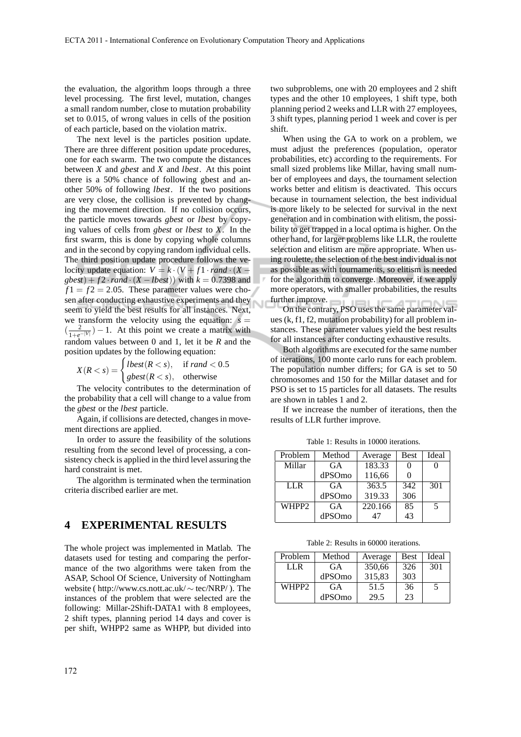the evaluation, the algorithm loops through a three level processing. The first level, mutation, changes a small random number, close to mutation probability set to 0.015, of wrong values in cells of the position of each particle, based on the violation matrix.

The next level is the particles position update. There are three different position update procedures, one for each swarm. The two compute the distances between $X$ and *gbest* and $X$ and *lbest*. At this point there is a 50% chance of following gbest and another 50% of following *lbest*. If the two positions are very close, the collision is prevented by changing the movement direction. If no collision occurs, the particle moves towards *gbest* or *lbest* by copying values of cells from *gbest* or *lbest* to $X$. In the first swarm, this is done by copying whole columns and in the second by copying random individual cells. The third position update procedure follows the velocity update equation: $V = k \cdot (V + f1 \cdot rand \cdot (X - gbest) + f2 \cdot rand \cdot (X - lbest))$ with $k = 0.7398$ and $f1 = f2 = 2.05$. These parameter values were chosen after conducting exhaustive experiments and they seem to yield the best results for all instances. Next, we transform the velocity using the equation: $s = (\frac{2}{1+e^{-|V|}}) - 1$. At this point we create a matrix with random values between 0 and 1, let it be $R$ and the position updates by the following equation:

$$X(R < s) = \begin{cases} lbest(R < s), & \text{if } rand < 0.5 \\ gbest(R < s), & \text{otherwise} \end{cases}$$

The velocity contributes to the determination of the probability that a cell will change to a value from the *gbest* or the *lbest* particle.

Again, if collisions are detected, changes in movement directions are applied.

In order to assure the feasibility of the solutions resulting from the second level of processing, a consistency check is applied in the third level assuring the hard constraint is met.

The algorithm is terminated when the termination criteria discribed earlier are met.

## 4 EXPERIMENTAL RESULTS

The whole project was implemented in Matlab. The datasets used for testing and comparing the performance of the two algorithms were taken from the ASAP, School Of Science, University of Nottingham website ( http://www.cs.nott.ac.uk/ ~ tec/NRP/ ). The instances of the problem that were selected are the following: Millar-2Shift-DATA1 with 8 employees, 2 shift types, planning period 14 days and cover is per shift, WHPP2 same as WHPP, but divided into two subproblems, one with 20 employees and 2 shift types and the other 10 employees, 1 shift type, both planning period 2 weeks and LLR with 27 employees, 3 shift types, planning period 1 week and cover is per shift.

When using the GA to work on a problem, we must adjust the preferences (population, operator probabilities, etc) according to the requirements. For small sized problems like Millar, having small number of employees and days, the tournament selection works better and elitism is deactivated. This occurs because in tournament selection, the best individual is more likely to be selected for survival in the next generation and in combination with elitism, the possibility to get trapped in a local optima is higher. On the other hand, for larger problems like LLR, the roulette selection and elitism are more appropriate. When using roulette, the selection of the best individual is not as possible as with tournaments, so elitism is needed for the algorithm to converge. Moreover, if we apply more operators, with smaller probabilities, the results further improve.

On the contrary, PSO uses the same parameter values (k, f1, f2, mutation probability) for all problem instances. These parameter values yield the best results for all instances after conducting exhaustive results.

Both algorithms are executed for the same number of iterations, 100 monte carlo runs for each problem. The population number differs; for GA is set to 50 chromosomes and 150 for the Millar dataset and for PSO is set to 15 particles for all datasets. The results are shown in tables 1 and 2.

If we increase the number of iterations, then the results of LLR further improve.

Table 1: Results in 10000 iterations.

| Problem | Method | Average | Best | Ideal |
|---|---|---|---|---|
| Millar | GA | 183.33 | 0 | 0 |
| | dPSOmo | 116,66 | 0 | |
| LLR | GA | 363.5 | 342 | 301 |
| | dPSOmo | 319.33 | 306 | |
| WHPP2 | GA | 220.166 | 85 | 5 |
| | dPSOmo | 47 | 43 | |

Table 2: Results in 60000 iterations.

| Problem | Method | Average | Best | Ideal |
|---|---|---|---|---|
| LLR | GA | 350,66 | 326 | 301 |
| | dPSOmo | 315,83 | 303 | |
| WHPP2 | GA | 51.5 | 36 | 5 |
| | dPSOmo | 29.5 | 23 | |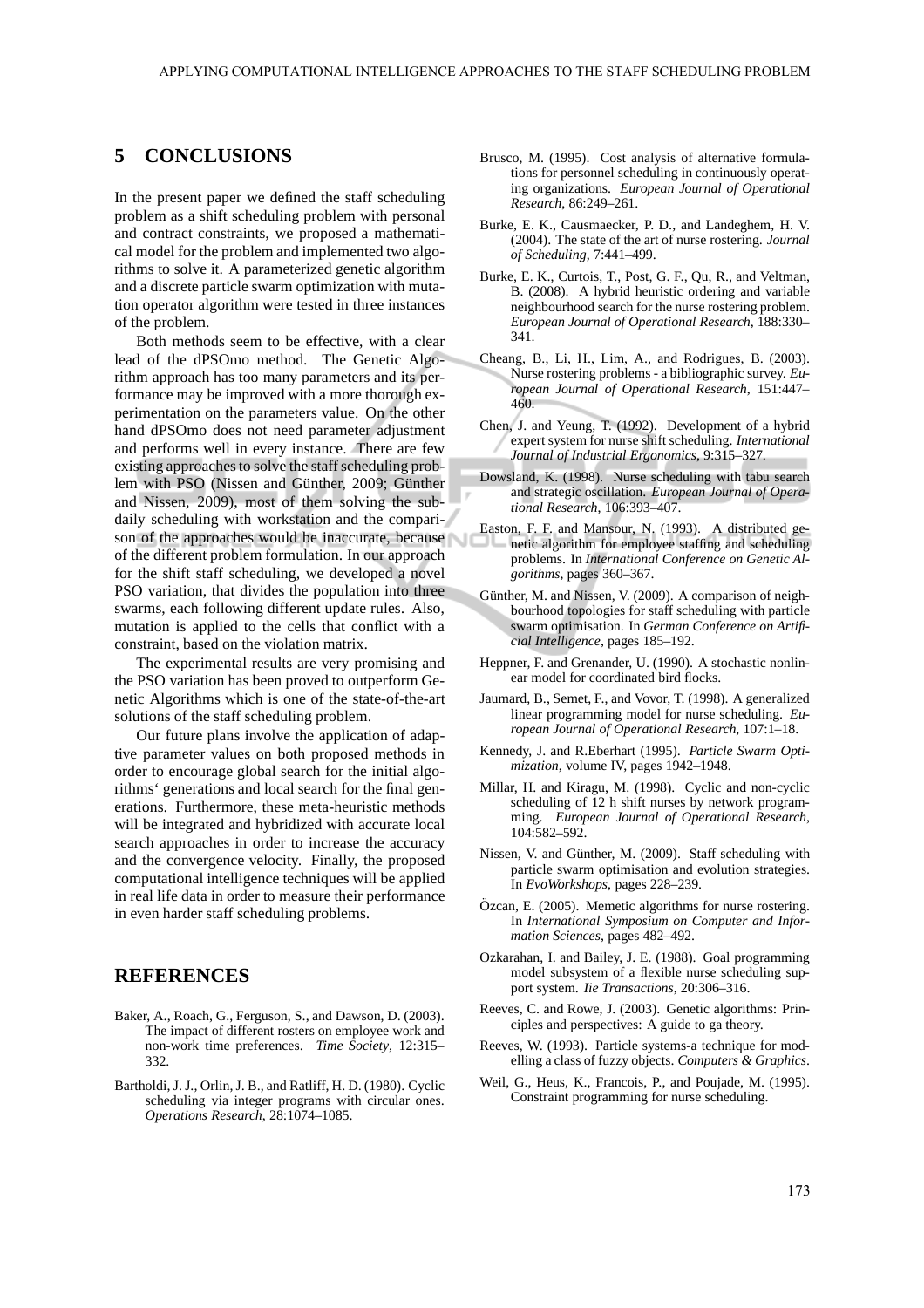## 5 CONCLUSIONS

In the present paper we defined the staff scheduling problem as a shift scheduling problem with personal and contract constraints, we proposed a mathematical model for the problem and implemented two algorithms to solve it. A parameterized genetic algorithm and a discrete particle swarm optimization with mutation operator algorithm were tested in three instances of the problem.

Both methods seem to be effective, with a clear lead of the dPSOmo method. The Genetic Algorithm approach has too many parameters and its performance may be improved with a more thorough experimentation on the parameters value. On the other hand dPSOmo does not need parameter adjustment and performs well in every instance. There are few existing approaches to solve the staff scheduling problem with PSO (Nissen and Günther, 2009; Günther and Nissen, 2009), most of them solving the sub-daily scheduling with workstation and the comparison of the approaches would be inaccurate, because of the different problem formulation. In our approach for the shift staff scheduling, we developed a novel PSO variation, that divides the population into three swarms, each following different update rules. Also, mutation is applied to the cells that conflict with a constraint, based on the violation matrix.

The experimental results are very promising and the PSO variation has been proved to outperform Genetic Algorithms which is one of the state-of-the-art solutions of the staff scheduling problem.

Our future plans involve the application of adaptive parameter values on both proposed methods in order to encourage global search for the initial algorithms' generations and local search for the final generations. Furthermore, these meta-heuristic methods will be integrated and hybridized with accurate local search approaches in order to increase the accuracy and the convergence velocity. Finally, the proposed computational intelligence techniques will be applied in real life data in order to measure their performance in even harder staff scheduling problems.

## REFERENCES

Baker, A., Roach, G., Ferguson, S., and Dawson, D. (2003). The impact of different rosters on employee work and non-work time preferences. *Time Society*, 12:315–332.

Bartholdi, J. J., Orlin, J. B., and Ratliff, H. D. (1980). Cyclic scheduling via integer programs with circular ones. *Operations Research*, 28:1074–1085.

Brusco, M. (1995). Cost analysis of alternative formulations for personnel scheduling in continuously operating organizations. *European Journal of Operational Research*, 86:249–261.

Burke, E. K., Causmaecker, P. D., and Landeghem, H. V. (2004). The state of the art of nurse rostering. *Journal of Scheduling*, 7:441–499.

Burke, E. K., Curtois, T., Post, G. F., Qu, R., and Veltman, B. (2008). A hybrid heuristic ordering and variable neighbourhood search for the nurse rostering problem. *European Journal of Operational Research*, 188:330–341.

Cheang, B., Li, H., Lim, A., and Rodrigues, B. (2003). Nurse rostering problems - a bibliographic survey. *European Journal of Operational Research*, 151:447–460.

Chen, J. and Yeung, T. (1992). Development of a hybrid expert system for nurse shift scheduling. *International Journal of Industrial Ergonomics*, 9:315–327.

Dowsland, K. (1998). Nurse scheduling with tabu search and strategic oscillation. *European Journal of Operational Research*, 106:393–407.

Easton, F. F. and Mansour, N. (1993). A distributed genetic algorithm for employee staffing and scheduling problems. In *International Conference on Genetic Algorithms*, pages 360–367.

Günther, M. and Nissen, V. (2009). A comparison of neighbourhood topologies for staff scheduling with particle swarm optimisation. In *German Conference on Artificial Intelligence*, pages 185–192.

Heppner, F. and Grenander, U. (1990). A stochastic nonlinear model for coordinated bird flocks.

Jaumard, B., Semet, F., and Vovor, T. (1998). A generalized linear programming model for nurse scheduling. *European Journal of Operational Research*, 107:1–18.

Kennedy, J. and R.Eberhart (1995). *Particle Swarm Optimization*, volume IV, pages 1942–1948.

Millar, H. and Kiragu, M. (1998). Cyclic and non-cyclic scheduling of 12 h shift nurses by network programming. *European Journal of Operational Research*, 104:582–592.

Nissen, V. and Günther, M. (2009). Staff scheduling with particle swarm optimisation and evolution strategies. In *EvoWorkshops*, pages 228–239.

Özcan, E. (2005). Memetic algorithms for nurse rostering. In *International Symposium on Computer and Information Sciences*, pages 482–492.

Ozkarahan, I. and Bailey, J. E. (1988). Goal programming model subsystem of a flexible nurse scheduling support system. *Iie Transactions*, 20:306–316.

Reeves, C. and Rowe, J. (2003). Genetic algorithms: Principles and perspectives: A guide to ga theory.

Reeves, W. (1993). Particle systems-a technique for modelling a class of fuzzy objects. *Computers & Graphics*.

Weil, G., Heus, K., Francois, P., and Poujade, M. (1995). Constraint programming for nurse scheduling.